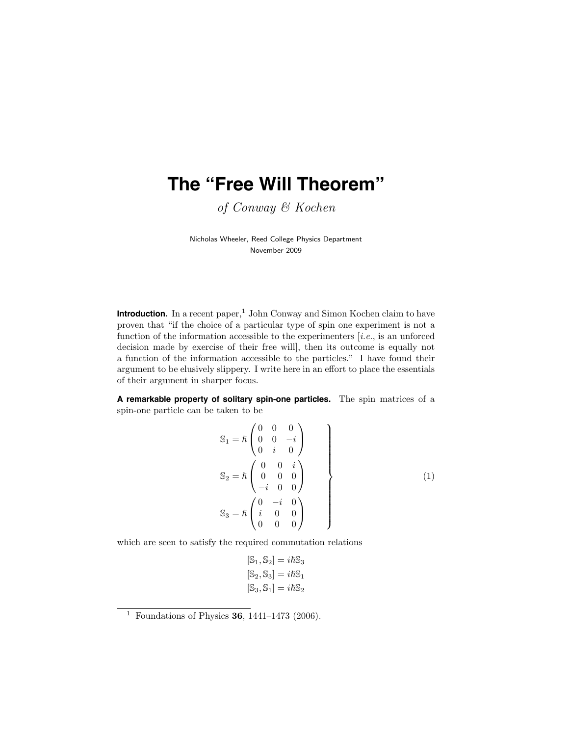# The "Free Will Theorem"

*of Conway & Kochen*

Nicholas Wheeler, Reed College Physics Department
November 2009

**Introduction.** In a recent paper,[1] John Conway and Simon Kochen claim to have proven that "if the choice of a particular type of spin one experiment is not a function of the information accessible to the experimenters [*i.e.*, is an unforced decision made by exercise of their free will], then its outcome is equally not a function of the information accessible to the particles." I have found their argument to be elusively slippery. I write here in an effort to place the essentials of their argument in sharper focus.

**A remarkable property of solitary spin-one particles.** The spin matrices of a spin-one particle can be taken to be

$$
\left.
\begin{aligned}
\mathbb{S}_1 &= \hbar \begin{pmatrix} 0 & 0 & 0 \\ 0 & 0 & -i \\ 0 & i & 0 \end{pmatrix} \\
\mathbb{S}_2 &= \hbar \begin{pmatrix} 0 & 0 & i \\ 0 & 0 & 0 \\ -i & 0 & 0 \end{pmatrix} \\
\mathbb{S}_3 &= \hbar \begin{pmatrix} 0 & -i & 0 \\ i & 0 & 0 \\ 0 & 0 & 0 \end{pmatrix}
\end{aligned}
\right\}
\tag{1}
$$

which are seen to satisfy the required commutation relations

$$
\begin{aligned}
[\mathbb{S}_1, \mathbb{S}_2] &= i\hbar\mathbb{S}_3 \\
[\mathbb{S}_2, \mathbb{S}_3] &= i\hbar\mathbb{S}_1 \\
[\mathbb{S}_3, \mathbb{S}_1] &= i\hbar\mathbb{S}_2
\end{aligned}
$$

[1] Foundations of Physics **36**, 1441–1473 (2006).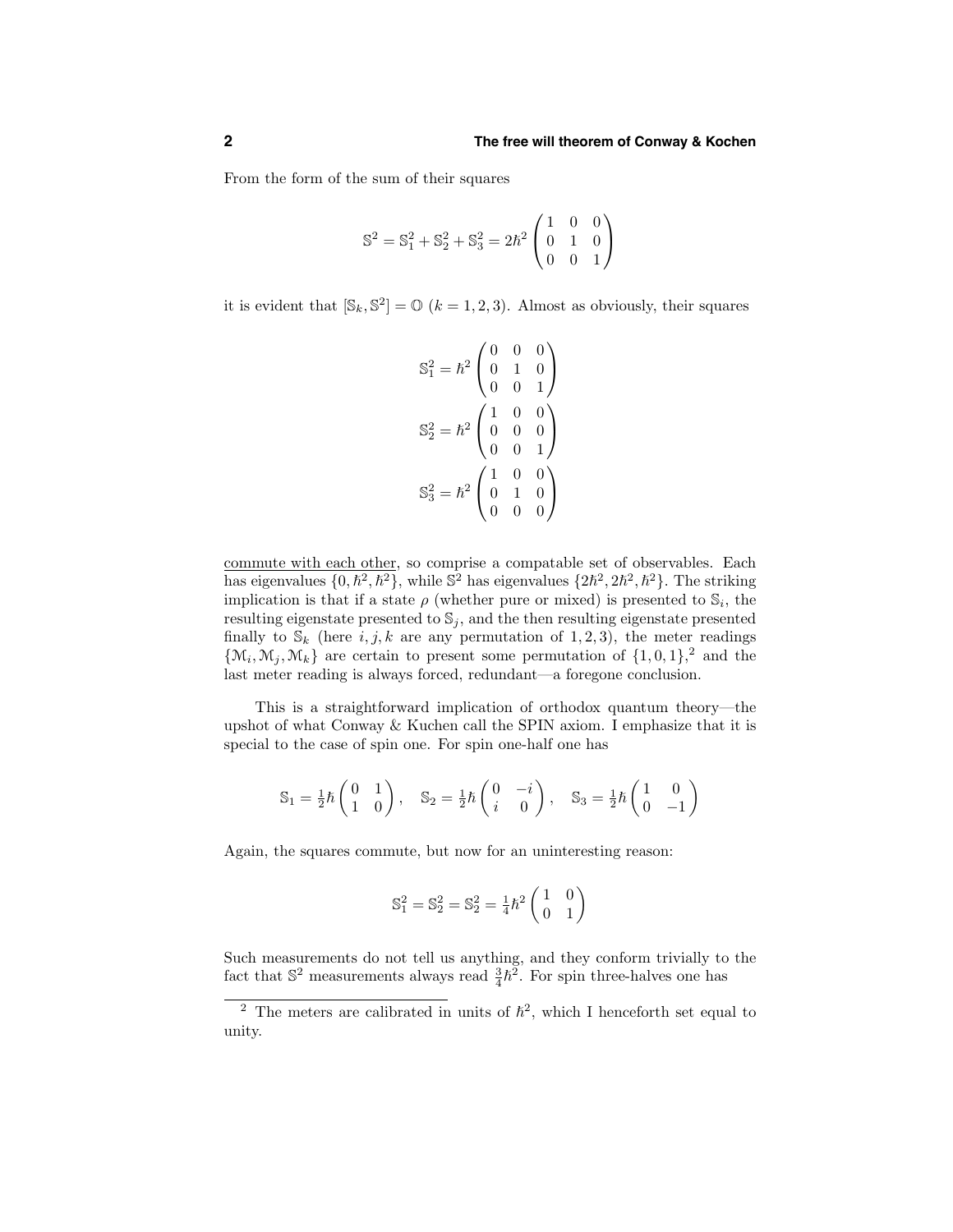From the form of the sum of their squares

$$\mathbb{S}^2 = \mathbb{S}_1^2 + \mathbb{S}_2^2 + \mathbb{S}_3^2 = 2\hbar^2 \begin{pmatrix} 1 & 0 & 0 \\ 0 & 1 & 0 \\ 0 & 0 & 1 \end{pmatrix}$$

it is evident that $[\mathbb{S}_k, \mathbb{S}^2] = \mathbb{O}$ $(k = 1, 2, 3)$. Almost as obviously, their squares

$$\mathbb{S}_1^2 = \hbar^2 \begin{pmatrix} 0 & 0 & 0 \\ 0 & 1 & 0 \\ 0 & 0 & 1 \end{pmatrix}$$

$$\mathbb{S}_2^2 = \hbar^2 \begin{pmatrix} 1 & 0 & 0 \\ 0 & 0 & 0 \\ 0 & 0 & 1 \end{pmatrix}$$

$$\mathbb{S}_3^2 = \hbar^2 \begin{pmatrix} 1 & 0 & 0 \\ 0 & 1 & 0 \\ 0 & 0 & 0 \end{pmatrix}$$

commute with each other, so comprise a compatable set of observables. Each has eigenvalues $\{0, \hbar^2, \hbar^2\}$, while $\mathbb{S}^2$ has eigenvalues $\{2\hbar^2, 2\hbar^2, \hbar^2\}$. The striking implication is that if a state $\rho$ (whether pure or mixed) is presented to $\mathbb{S}_i$, the resulting eigenstate presented to $\mathbb{S}_j$, and the then resulting eigenstate presented finally to $\mathbb{S}_k$ (here $i, j, k$ are any permutation of $1, 2, 3$), the meter readings $\{\mathcal{M}_i, \mathcal{M}_j, \mathcal{M}_k\}$ are certain to present some permutation of $\{1, 0, 1\}$,[2] and the last meter reading is always forced, redundant—a foregone conclusion.

This is a straightforward implication of orthodox quantum theory—the upshot of what Conway & Kuchen call the SPIN axiom. I emphasize that it is special to the case of spin one. For spin one-half one has

$$\mathbb{S}_1 = \tfrac{1}{2}\hbar \begin{pmatrix} 0 & 1 \\ 1 & 0 \end{pmatrix}, \quad \mathbb{S}_2 = \tfrac{1}{2}\hbar \begin{pmatrix} 0 & -i \\ i & 0 \end{pmatrix}, \quad \mathbb{S}_3 = \tfrac{1}{2}\hbar \begin{pmatrix} 1 & 0 \\ 0 & -1 \end{pmatrix}$$

Again, the squares commute, but now for an uninteresting reason:

$$\mathbb{S}_1^2 = \mathbb{S}_2^2 = \mathbb{S}_2^2 = \tfrac{1}{4}\hbar^2 \begin{pmatrix} 1 & 0 \\ 0 & 1 \end{pmatrix}$$

Such measurements do not tell us anything, and they conform trivially to the fact that $\mathbb{S}^2$ measurements always read $\frac{3}{4}\hbar^2$. For spin three-halves one has

---

[2] The meters are calibrated in units of $\hbar^2$, which I henceforth set equal to unity.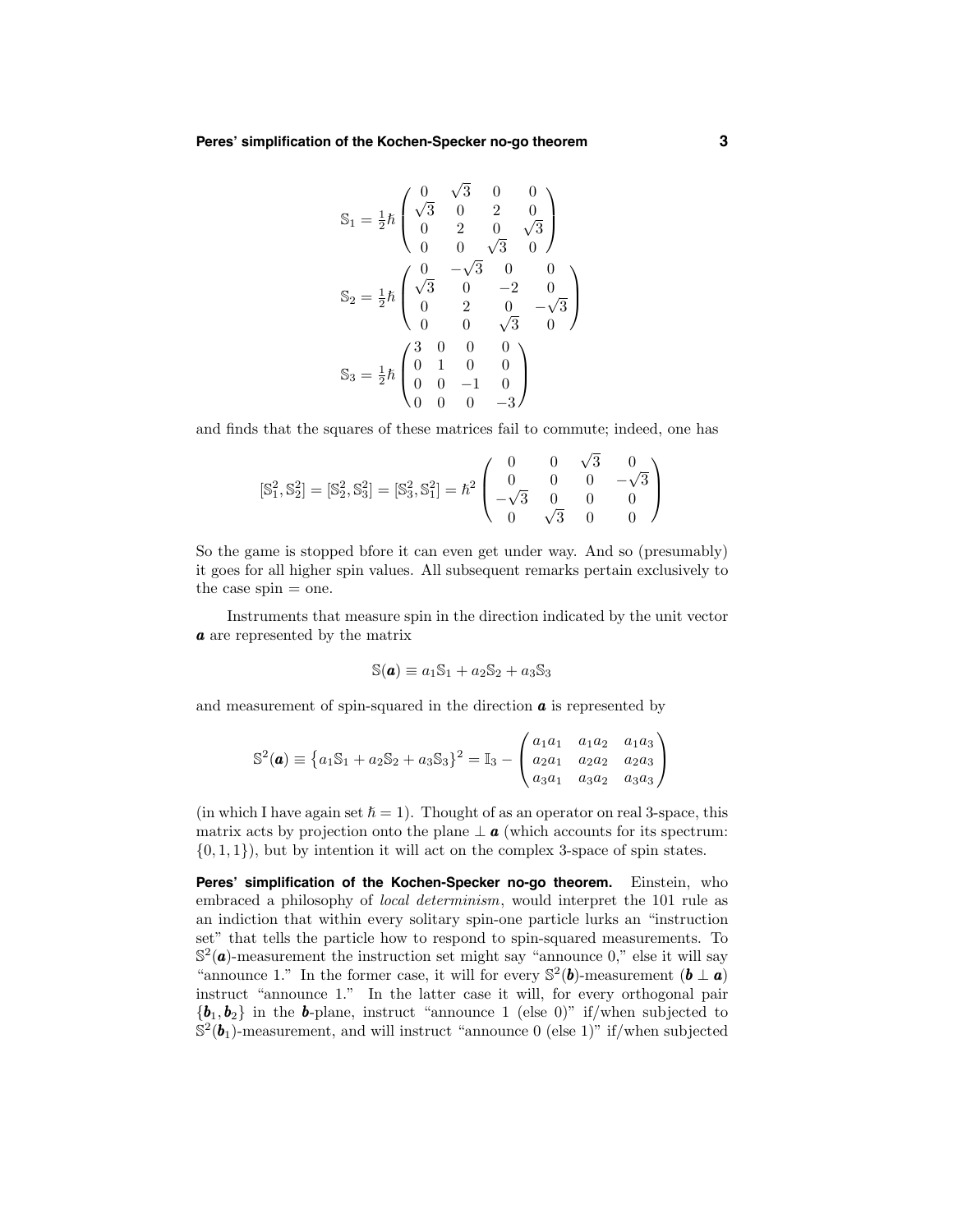$$\mathbb{S}_1 = \tfrac{1}{2}\hbar \begin{pmatrix} 0 & \sqrt{3} & 0 & 0 \\ \sqrt{3} & 0 & 2 & 0 \\ 0 & 2 & 0 & \sqrt{3} \\ 0 & 0 & \sqrt{3} & 0 \end{pmatrix}$$

$$\mathbb{S}_2 = \tfrac{1}{2}\hbar \begin{pmatrix} 0 & -\sqrt{3} & 0 & 0 \\ \sqrt{3} & 0 & -2 & 0 \\ 0 & 2 & 0 & -\sqrt{3} \\ 0 & 0 & \sqrt{3} & 0 \end{pmatrix}$$

$$\mathbb{S}_3 = \tfrac{1}{2}\hbar \begin{pmatrix} 3 & 0 & 0 & 0 \\ 0 & 1 & 0 & 0 \\ 0 & 0 & -1 & 0 \\ 0 & 0 & 0 & -3 \end{pmatrix}$$

and finds that the squares of these matrices fail to commute; indeed, one has

$$[\mathbb{S}_1^2, \mathbb{S}_2^2] = [\mathbb{S}_2^2, \mathbb{S}_3^2] = [\mathbb{S}_3^2, \mathbb{S}_1^2] = \hbar^2 \begin{pmatrix} 0 & 0 & \sqrt{3} & 0 \\ 0 & 0 & 0 & -\sqrt{3} \\ -\sqrt{3} & 0 & 0 & 0 \\ 0 & \sqrt{3} & 0 & 0 \end{pmatrix}$$

So the game is stopped bfore it can even get under way. And so (presumably) it goes for all higher spin values. All subsequent remarks pertain exclusively to the case spin = one.

Instruments that measure spin in the direction indicated by the unit vector $\boldsymbol{a}$ are represented by the matrix

$$\mathbb{S}(\boldsymbol{a}) \equiv a_1\mathbb{S}_1 + a_2\mathbb{S}_2 + a_3\mathbb{S}_3$$

and measurement of spin-squared in the direction $\boldsymbol{a}$ is represented by

$$\mathbb{S}^2(\boldsymbol{a}) \equiv \big\{a_1\mathbb{S}_1 + a_2\mathbb{S}_2 + a_3\mathbb{S}_3\big\}^2 = \mathbb{I}_3 - \begin{pmatrix} a_1a_1 & a_1a_2 & a_1a_3 \\ a_2a_1 & a_2a_2 & a_2a_3 \\ a_3a_1 & a_3a_2 & a_3a_3 \end{pmatrix}$$

(in which I have again set $\hbar = 1$). Thought of as an operator on real 3-space, this matrix acts by projection onto the plane $\perp \boldsymbol{a}$ (which accounts for its spectrum: $\{0, 1, 1\}$), but by intention it will act on the complex 3-space of spin states.

**Peres' simplification of the Kochen-Specker no-go theorem.** Einstein, who embraced a philosophy of *local determinism*, would interpret the 101 rule as an indiction that within every solitary spin-one particle lurks an "instruction set" that tells the particle how to respond to spin-squared measurements. To $\mathbb{S}^2(\boldsymbol{a})$-measurement the instruction set might say "announce 0," else it will say "announce 1." In the former case, it will for every $\mathbb{S}^2(\boldsymbol{b})$-measurement ($\boldsymbol{b} \perp \boldsymbol{a}$) instruct "announce 1." In the latter case it will, for every orthogonal pair $\{\boldsymbol{b}_1, \boldsymbol{b}_2\}$ in the $\boldsymbol{b}$-plane, instruct "announce 1 (else 0)" if/when subjected to $\mathbb{S}^2(\boldsymbol{b}_1)$-measurement, and will instruct "announce 0 (else 1)" if/when subjected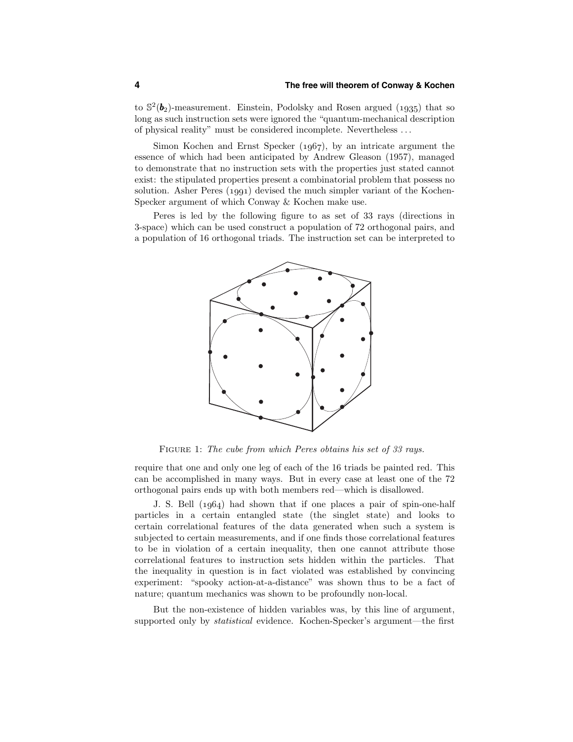to $\mathbb{S}^2(\boldsymbol{b}_2)$-measurement. Einstein, Podolsky and Rosen argued (1935) that so long as such instruction sets were ignored the "quantum-mechanical description of physical reality" must be considered incomplete. Nevertheless . . .

Simon Kochen and Ernst Specker (1967), by an intricate argument the essence of which had been anticipated by Andrew Gleason (1957), managed to demonstrate that no instruction sets with the properties just stated cannot exist: the stipulated properties present a combinatorial problem that possess no solution. Asher Peres (1991) devised the much simpler variant of the Kochen-Specker argument of which Conway & Kochen make use.

Peres is led by the following figure to as set of 33 rays (directions in 3-space) which can be used construct a population of 72 orthogonal pairs, and a population of 16 orthogonal triads. The instruction set can be interpreted to

FIGURE 1: *The cube from which Peres obtains his set of 33 rays.*

require that one and only one leg of each of the 16 triads be painted red. This can be accomplished in many ways. But in every case at least one of the 72 orthogonal pairs ends up with both members red—which is disallowed.

J. S. Bell (1964) had shown that if one places a pair of spin-one-half particles in a certain entangled state (the singlet state) and looks to certain correlational features of the data generated when such a system is subjected to certain measurements, and if one finds those correlational features to be in violation of a certain inequality, then one cannot attribute those correlational features to instruction sets hidden within the particles. That the inequality in question is in fact violated was established by convincing experiment: "spooky action-at-a-distance" was shown thus to be a fact of nature; quantum mechanics was shown to be profoundly non-local.

But the non-existence of hidden variables was, by this line of argument, supported only by *statistical* evidence. Kochen-Specker's argument—the first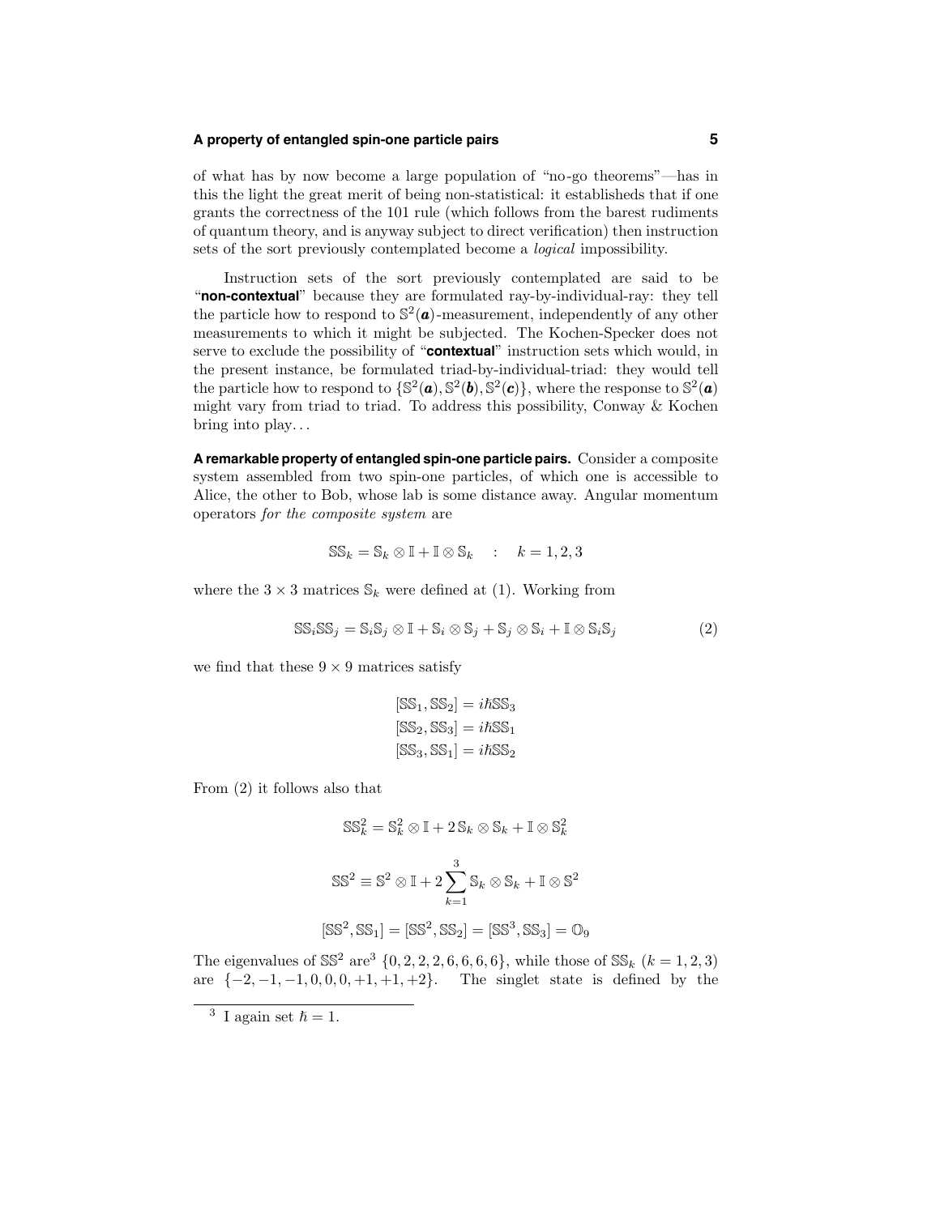of what has by now become a large population of "no-go theorems"—has in this the light the great merit of being non-statistical: it establisheds that if one grants the correctness of the 101 rule (which follows from the barest rudiments of quantum theory, and is anyway subject to direct verification) then instruction sets of the sort previously contemplated become a *logical* impossibility.

Instruction sets of the sort previously contemplated are said to be "**non-contextual**" because they are formulated ray-by-individual-ray: they tell the particle how to respond to $\mathbb{S}^2(\boldsymbol{a})$-measurement, independently of any other measurements to which it might be subjected. The Kochen-Specker does not serve to exclude the possibility of "**contextual**" instruction sets which would, in the present instance, be formulated triad-by-individual-triad: they would tell the particle how to respond to $\{\mathbb{S}^2(\boldsymbol{a}), \mathbb{S}^2(\boldsymbol{b}), \mathbb{S}^2(\boldsymbol{c})\}$, where the response to $\mathbb{S}^2(\boldsymbol{a})$ might vary from triad to triad. To address this possibility, Conway & Kochen bring into play...

**A remarkable property of entangled spin-one particle pairs.** Consider a composite system assembled from two spin-one particles, of which one is accessible to Alice, the other to Bob, whose lab is some distance away. Angular momentum operators *for the composite system* are

$$\mathbb{SS}_k = \mathbb{S}_k \otimes \mathbb{I} + \mathbb{I} \otimes \mathbb{S}_k \quad : \quad k = 1, 2, 3$$

where the $3 \times 3$ matrices $\mathbb{S}_k$ were defined at (1). Working from

$$\mathbb{SS}_i \mathbb{SS}_j = \mathbb{S}_i \mathbb{S}_j \otimes \mathbb{I} + \mathbb{S}_i \otimes \mathbb{S}_j + \mathbb{S}_j \otimes \mathbb{S}_i + \mathbb{I} \otimes \mathbb{S}_i \mathbb{S}_j \tag{2}$$

we find that these $9 \times 9$ matrices satisfy

$$\begin{aligned}
[\mathbb{SS}_1, \mathbb{SS}_2] &= i\hbar \mathbb{SS}_3 \\
[\mathbb{SS}_2, \mathbb{SS}_3] &= i\hbar \mathbb{SS}_1 \\
[\mathbb{SS}_3, \mathbb{SS}_1] &= i\hbar \mathbb{SS}_2
\end{aligned}$$

From (2) it follows also that

$$\mathbb{SS}_k^2 = \mathbb{S}_k^2 \otimes \mathbb{I} + 2\, \mathbb{S}_k \otimes \mathbb{S}_k + \mathbb{I} \otimes \mathbb{S}_k^2$$

$$\mathbb{SS}^2 \equiv \mathbb{S}^2 \otimes \mathbb{I} + 2 \sum_{k=1}^{3} \mathbb{S}_k \otimes \mathbb{S}_k + \mathbb{I} \otimes \mathbb{S}^2$$

$$[\mathbb{SS}^2, \mathbb{SS}_1] = [\mathbb{SS}^2, \mathbb{SS}_2] = [\mathbb{SS}^3, \mathbb{SS}_3] = \mathbb{O}_9$$

The eigenvalues of $\mathbb{SS}^2$ are[3] $\{0, 2, 2, 2, 6, 6, 6, 6, 6\}$, while those of $\mathbb{SS}_k$ $(k = 1, 2, 3)$ are $\{-2, -1, -1, 0, 0, 0, +1, +1, +2\}$. The singlet state is defined by the

[3] I again set $\hbar = 1$.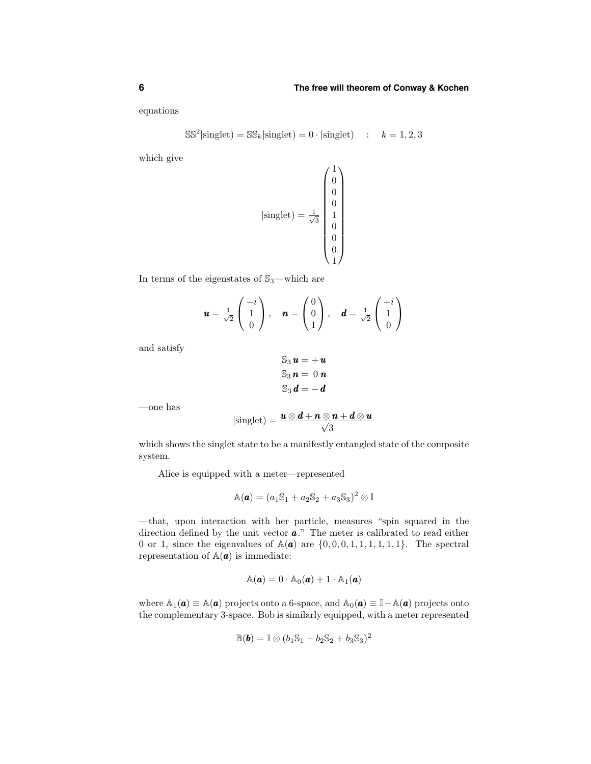equations

$$\mathbb{SS}^2|\text{singlet}) = \mathbb{SS}_k|\text{singlet}) = 0 \cdot |\text{singlet}) \quad : \quad k = 1, 2, 3$$

which give

$$|\text{singlet}) = \tfrac{1}{\sqrt{3}} \begin{pmatrix} 1 \\ 0 \\ 0 \\ 0 \\ 1 \\ 0 \\ 0 \\ 0 \\ 1 \end{pmatrix}$$

In terms of the eigenstates of $\mathbb{S}_3$—which are

$$\boldsymbol{u} = \tfrac{1}{\sqrt{2}} \begin{pmatrix} -i \\ 1 \\ 0 \end{pmatrix}, \quad \boldsymbol{n} = \begin{pmatrix} 0 \\ 0 \\ 1 \end{pmatrix}, \quad \boldsymbol{d} = \tfrac{1}{\sqrt{2}} \begin{pmatrix} +i \\ 1 \\ 0 \end{pmatrix}$$

and satisfy

$$\begin{aligned} \mathbb{S}_3\, \boldsymbol{u} &= +\boldsymbol{u} \\ \mathbb{S}_3\, \boldsymbol{n} &= \ 0\ \boldsymbol{n} \\ \mathbb{S}_3\, \boldsymbol{d} &= -\boldsymbol{d} \end{aligned}$$

—one has

$$|\text{singlet}) = \frac{\boldsymbol{u} \otimes \boldsymbol{d} + \boldsymbol{n} \otimes \boldsymbol{n} + \boldsymbol{d} \otimes \boldsymbol{u}}{\sqrt{3}}$$

which shows the singlet state to be a manifestly entangled state of the composite system.

Alice is equipped with a meter—represented

$$\mathbb{A}(\boldsymbol{a}) = (a_1\mathbb{S}_1 + a_2\mathbb{S}_2 + a_3\mathbb{S}_3)^2 \otimes \mathbb{I}$$

—that, upon interaction with her particle, measures "spin squared in the direction defined by the unit vector $\boldsymbol{a}$." The meter is calibrated to read either 0 or 1, since the eigenvalues of $\mathbb{A}(\boldsymbol{a})$ are $\{0, 0, 0, 1, 1, 1, 1, 1, 1\}$. The spectral representation of $\mathbb{A}(\boldsymbol{a})$ is immediate:

$$\mathbb{A}(\boldsymbol{a}) = 0 \cdot \mathbb{A}_0(\boldsymbol{a}) + 1 \cdot \mathbb{A}_1(\boldsymbol{a})$$

where $\mathbb{A}_1(\boldsymbol{a}) \equiv \mathbb{A}(\boldsymbol{a})$ projects onto a 6-space, and $\mathbb{A}_0(\boldsymbol{a}) \equiv \mathbb{I} - \mathbb{A}(\boldsymbol{a})$ projects onto the complementary 3-space. Bob is similarly equipped, with a meter represented

$$\mathbb{B}(\boldsymbol{b}) = \mathbb{I} \otimes (b_1\mathbb{S}_1 + b_2\mathbb{S}_2 + b_3\mathbb{S}_3)^2$$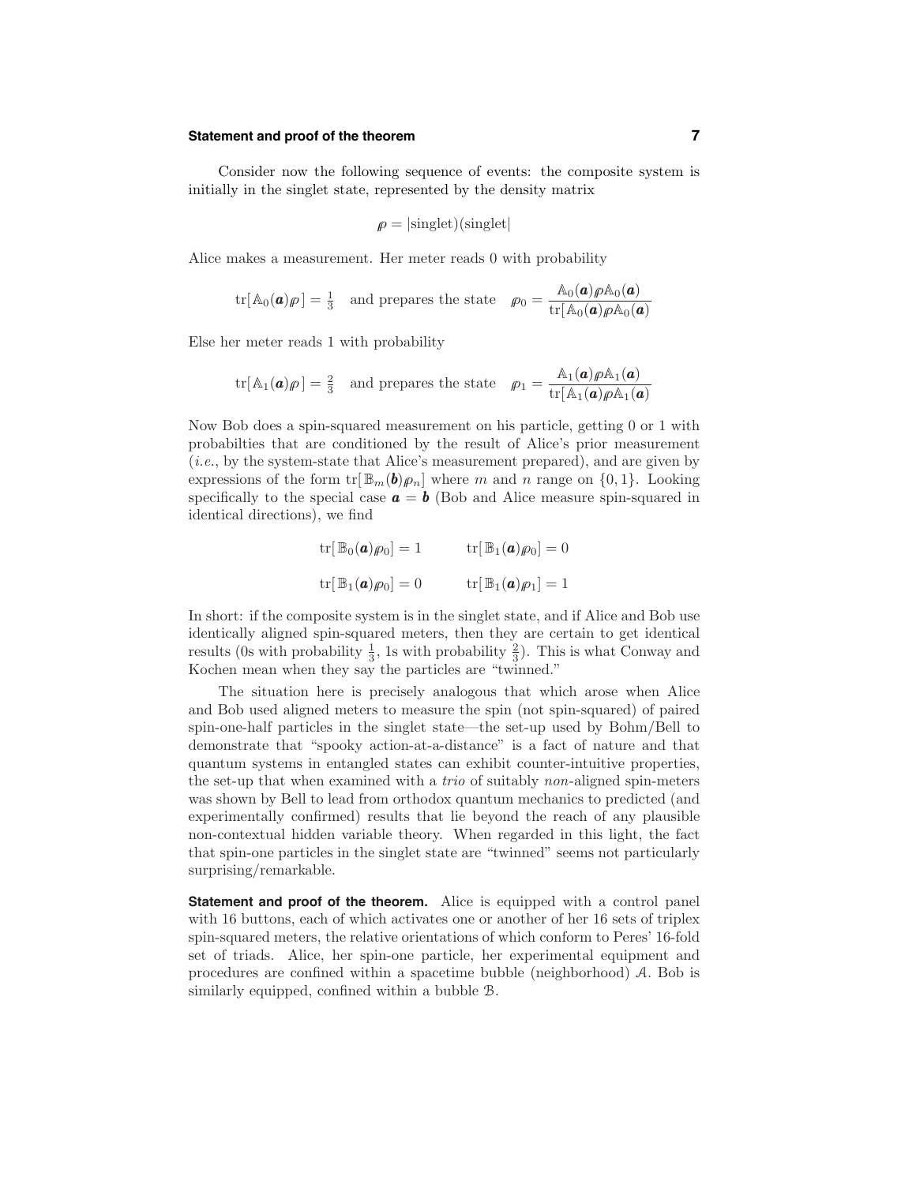Consider now the following sequence of events: the composite system is initially in the singlet state, represented by the density matrix

$$\rho = |\text{singlet})(\text{singlet}|$$

Alice makes a measurement. Her meter reads 0 with probability

$$\text{tr}[\mathbb{A}_0(\boldsymbol{a})\rho\,] = \tfrac{1}{3} \quad \text{and prepares the state} \quad \rho_0 = \frac{\mathbb{A}_0(\boldsymbol{a})\rho\mathbb{A}_0(\boldsymbol{a})}{\text{tr}[\mathbb{A}_0(\boldsymbol{a})\rho\mathbb{A}_0(\boldsymbol{a})}$$

Else her meter reads 1 with probability

$$\text{tr}[\mathbb{A}_1(\boldsymbol{a})\rho\,] = \tfrac{2}{3} \quad \text{and prepares the state} \quad \rho_1 = \frac{\mathbb{A}_1(\boldsymbol{a})\rho\mathbb{A}_1(\boldsymbol{a})}{\text{tr}[\mathbb{A}_1(\boldsymbol{a})\rho\mathbb{A}_1(\boldsymbol{a})}$$

Now Bob does a spin-squared measurement on his particle, getting 0 or 1 with probabilties that are conditioned by the result of Alice's prior measurement (*i.e.*, by the system-state that Alice's measurement prepared), and are given by expressions of the form $\text{tr}[\,\mathbb{B}_m(\boldsymbol{b})\rho_n]$ where $m$ and $n$ range on $\{0, 1\}$. Looking specifically to the special case $\boldsymbol{a} = \boldsymbol{b}$ (Bob and Alice measure spin-squared in identical directions), we find

$$\text{tr}[\,\mathbb{B}_0(\boldsymbol{a})\rho_0] = 1 \qquad \text{tr}[\,\mathbb{B}_1(\boldsymbol{a})\rho_0] = 0$$

$$\text{tr}[\,\mathbb{B}_1(\boldsymbol{a})\rho_0] = 0 \qquad \text{tr}[\,\mathbb{B}_1(\boldsymbol{a})\rho_1] = 1$$

In short: if the composite system is in the singlet state, and if Alice and Bob use identically aligned spin-squared meters, then they are certain to get identical results (0s with probability $\frac{1}{3}$, 1s with probability $\frac{2}{3}$). This is what Conway and Kochen mean when they say the particles are "twinned."

The situation here is precisely analogous that which arose when Alice and Bob used aligned meters to measure the spin (not spin-squared) of paired spin-one-half particles in the singlet state—the set-up used by Bohm/Bell to demonstrate that "spooky action-at-a-distance" is a fact of nature and that quantum systems in entangled states can exhibit counter-intuitive properties, the set-up that when examined with a *trio* of suitably *non*-aligned spin-meters was shown by Bell to lead from orthodox quantum mechanics to predicted (and experimentally confirmed) results that lie beyond the reach of any plausible non-contextual hidden variable theory. When regarded in this light, the fact that spin-one particles in the singlet state are "twinned" seems not particularly surprising/remarkable.

**Statement and proof of the theorem.** Alice is equipped with a control panel with 16 buttons, each of which activates one or another of her 16 sets of triplex spin-squared meters, the relative orientations of which conform to Peres' 16-fold set of triads. Alice, her spin-one particle, her experimental equipment and procedures are confined within a spacetime bubble (neighborhood) $\mathcal{A}$. Bob is similarly equipped, confined within a bubble $\mathcal{B}$.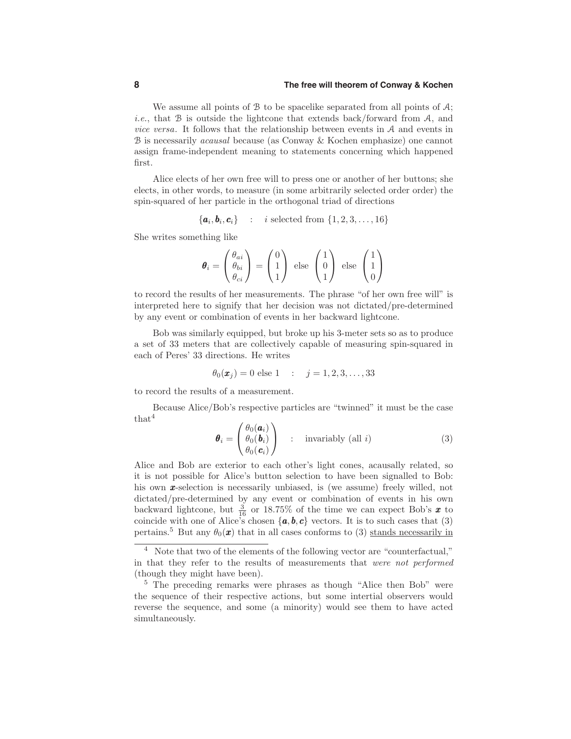We assume all points of $\mathcal{B}$ to be spacelike separated from all points of $\mathcal{A}$; *i.e.*, that $\mathcal{B}$ is outside the lightcone that extends back/forward from $\mathcal{A}$, and *vice versa*. It follows that the relationship between events in $\mathcal{A}$ and events in $\mathcal{B}$ is necessarily *acausal* because (as Conway & Kochen emphasize) one cannot assign frame-independent meaning to statements concerning which happened first.

Alice elects of her own free will to press one or another of her buttons; she elects, in other words, to measure (in some arbitrarily selected order order) the spin-squared of her particle in the orthogonal triad of directions

$$\{\boldsymbol{a}_i, \boldsymbol{b}_i, \boldsymbol{c}_i\} \quad : \quad i \text{ selected from } \{1, 2, 3, \ldots, 16\}$$

She writes something like

$$\boldsymbol{\theta}_i = \begin{pmatrix} \theta_{ai} \\ \theta_{bi} \\ \theta_{ci} \end{pmatrix} = \begin{pmatrix} 0 \\ 1 \\ 1 \end{pmatrix} \text{ else } \begin{pmatrix} 1 \\ 0 \\ 1 \end{pmatrix} \text{ else } \begin{pmatrix} 1 \\ 1 \\ 0 \end{pmatrix}$$

to record the results of her measurements. The phrase "of her own free will" is interpreted here to signify that her decision was not dictated/pre-determined by any event or combination of events in her backward lightcone.

Bob was similarly equipped, but broke up his 3-meter sets so as to produce a set of 33 meters that are collectively capable of measuring spin-squared in each of Peres' 33 directions. He writes

$$\theta_0(\boldsymbol{x}_j) = 0 \text{ else } 1 \quad : \quad j = 1, 2, 3, \ldots, 33$$

to record the results of a measurement.

Because Alice/Bob's respective particles are "twinned" it must be the case that[4]

$$\boldsymbol{\theta}_i = \begin{pmatrix} \theta_0(\boldsymbol{a}_i) \\ \theta_0(\boldsymbol{b}_i) \\ \theta_0(\boldsymbol{c}_i) \end{pmatrix} \quad : \quad \text{invariably (all } i) \tag{3}$$

Alice and Bob are exterior to each other's light cones, acausally related, so it is not possible for Alice's button selection to have been signalled to Bob: his own $\boldsymbol{x}$-selection is necessarily unbiased, is (we assume) freely willed, not dictated/pre-determined by any event or combination of events in his own backward lightcone, but $\frac{3}{16}$ or 18.75% of the time we can expect Bob's $\boldsymbol{x}$ to coincide with one of Alice's chosen $\{\boldsymbol{a}, \boldsymbol{b}, \boldsymbol{c}\}$ vectors. It is to such cases that (3) pertains.[5] But any $\theta_0(\boldsymbol{x})$ that in all cases conforms to (3) stands necessarily in

[4] Note that two of the elements of the following vector are "counterfactual," in that they refer to the results of measurements that *were not performed* (though they might have been).

[5] The preceding remarks were phrases as though "Alice then Bob" were the sequence of their respective actions, but some intertial observers would reverse the sequence, and some (a minority) would see them to have acted simultaneously.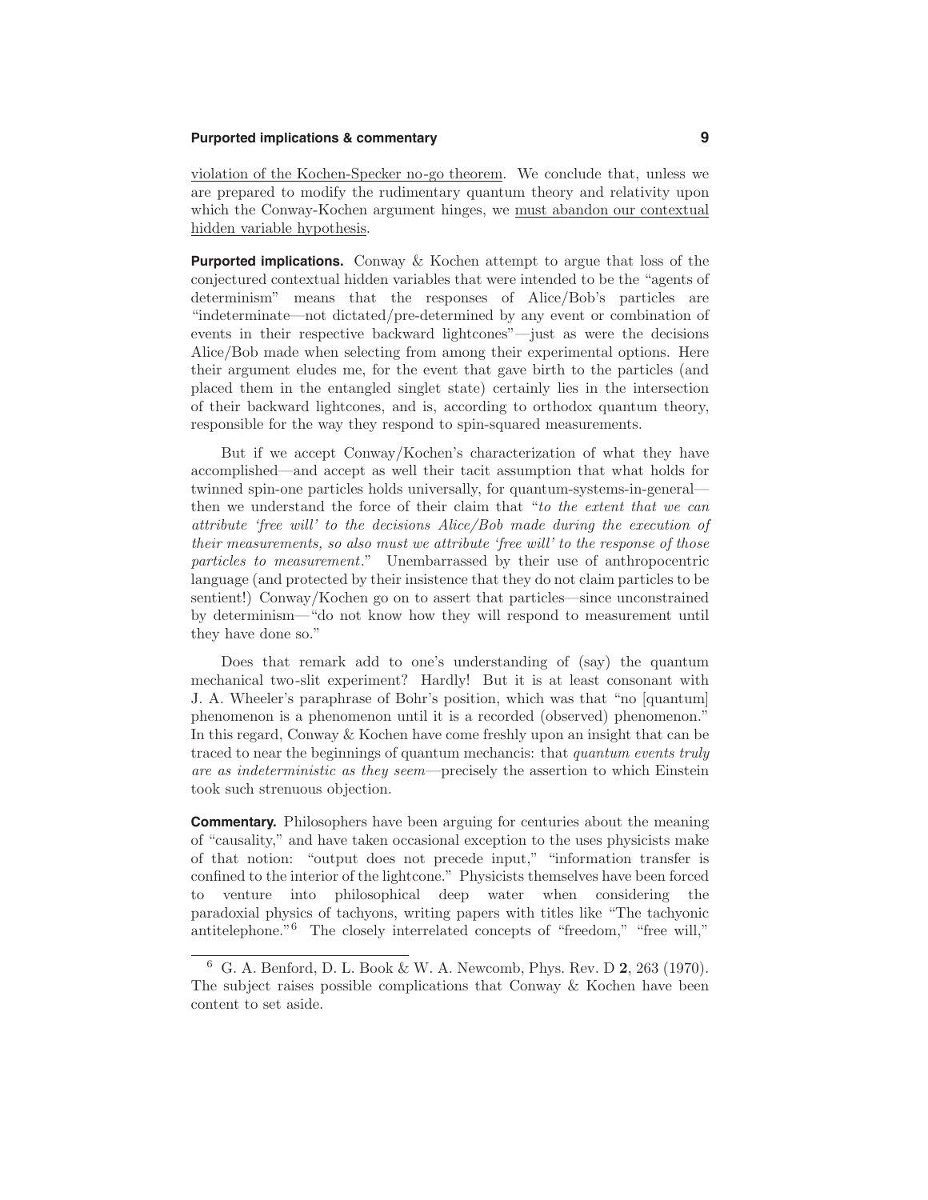violation of the Kochen-Specker no-go theorem. We conclude that, unless we are prepared to modify the rudimentary quantum theory and relativity upon which the Conway-Kochen argument hinges, we must abandon our contextual hidden variable hypothesis.

**Purported implications.** Conway & Kochen attempt to argue that loss of the conjectured contextual hidden variables that were intended to be the "agents of determinism" means that the responses of Alice/Bob's particles are "indeterminate—not dictated/pre-determined by any event or combination of events in their respective backward lightcones"—just as were the decisions Alice/Bob made when selecting from among their experimental options. Here their argument eludes me, for the event that gave birth to the particles (and placed them in the entangled singlet state) certainly lies in the intersection of their backward lightcones, and is, according to orthodox quantum theory, responsible for the way they respond to spin-squared measurements.

But if we accept Conway/Kochen's characterization of what they have accomplished—and accept as well their tacit assumption that what holds for twinned spin-one particles holds universally, for quantum-systems-in-general—then we understand the force of their claim that "*to the extent that we can attribute 'free will' to the decisions Alice/Bob made during the execution of their measurements, so also must we attribute 'free will' to the response of those particles to measurement*." Unembarrassed by their use of anthropocentric language (and protected by their insistence that they do not claim particles to be sentient!) Conway/Kochen go on to assert that particles—since unconstrained by determinism—"do not know how they will respond to measurement until they have done so."

Does that remark add to one's understanding of (say) the quantum mechanical two-slit experiment? Hardly! But it is at least consonant with J. A. Wheeler's paraphrase of Bohr's position, which was that "no [quantum] phenomenon is a phenomenon until it is a recorded (observed) phenomenon." In this regard, Conway & Kochen have come freshly upon an insight that can be traced to near the beginnings of quantum mechancis: that *quantum events truly are as indeterministic as they seem*—precisely the assertion to which Einstein took such strenuous objection.

**Commentary.** Philosophers have been arguing for centuries about the meaning of "causality," and have taken occasional exception to the uses physicists make of that notion: "output does not precede input," "information transfer is confined to the interior of the lightcone." Physicists themselves have been forced to venture into philosophical deep water when considering the paradoxial physics of tachyons, writing papers with titles like "The tachyonic antitelephone."[6] The closely interrelated concepts of "freedom," "free will,"

---

[6] G. A. Benford, D. L. Book & W. A. Newcomb, Phys. Rev. D **2**, 263 (1970). The subject raises possible complications that Conway & Kochen have been content to set aside.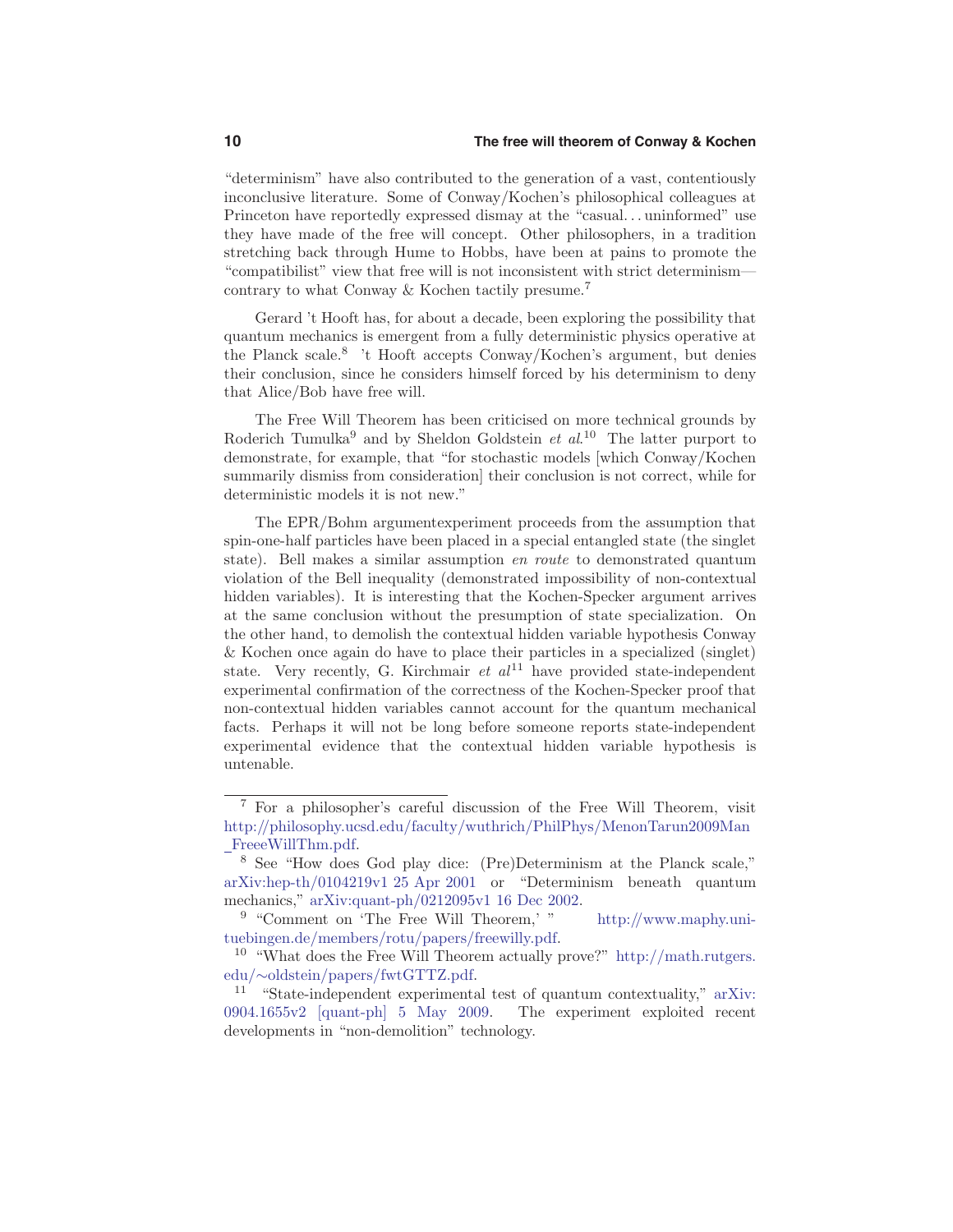"determinism" have also contributed to the generation of a vast, contentiously inconclusive literature. Some of Conway/Kochen's philosophical colleagues at Princeton have reportedly expressed dismay at the "casual. . . uninformed" use they have made of the free will concept. Other philosophers, in a tradition stretching back through Hume to Hobbs, have been at pains to promote the "compatibilist" view that free will is not inconsistent with strict determinism—contrary to what Conway & Kochen tactily presume.[7]

Gerard 't Hooft has, for about a decade, been exploring the possibility that quantum mechanics is emergent from a fully deterministic physics operative at the Planck scale.[8] 't Hooft accepts Conway/Kochen's argument, but denies their conclusion, since he considers himself forced by his determinism to deny that Alice/Bob have free will.

The Free Will Theorem has been criticised on more technical grounds by Roderich Tumulka[9] and by Sheldon Goldstein *et al*.[10] The latter purport to demonstrate, for example, that "for stochastic models [which Conway/Kochen summarily dismiss from consideration] their conclusion is not correct, while for deterministic models it is not new."

The EPR/Bohm argumentexperiment proceeds from the assumption that spin-one-half particles have been placed in a special entangled state (the singlet state). Bell makes a similar assumption *en route* to demonstrated quantum violation of the Bell inequality (demonstrated impossibility of non-contextual hidden variables). It is interesting that the Kochen-Specker argument arrives at the same conclusion without the presumption of state specialization. On the other hand, to demolish the contextual hidden variable hypothesis Conway & Kochen once again do have to place their particles in a specialized (singlet) state. Very recently, G. Kirchmair *et al*[11] have provided state-independent experimental confirmation of the correctness of the Kochen-Specker proof that non-contextual hidden variables cannot account for the quantum mechanical facts. Perhaps it will not be long before someone reports state-independent experimental evidence that the contextual hidden variable hypothesis is untenable.

---

[7] For a philosopher's careful discussion of the Free Will Theorem, visit http://philosophy.ucsd.edu/faculty/wuthrich/PhilPhys/MenonTarun2009Man_FreeeWillThm.pdf.

[8] See "How does God play dice: (Pre)Determinism at the Planck scale," arXiv:hep-th/0104219v1 25 Apr 2001 or "Determinism beneath quantum mechanics," arXiv:quant-ph/0212095v1 16 Dec 2002.

[9] "Comment on 'The Free Will Theorem,' " http://www.maphy.uni-tuebingen.de/members/rotu/papers/freewilly.pdf.

[10] "What does the Free Will Theorem actually prove?" http://math.rutgers.edu/∼oldstein/papers/fwtGTTZ.pdf.

[11] "State-independent experimental test of quantum contextuality," arXiv:0904.1655v2 [quant-ph] 5 May 2009. The experiment exploited recent developments in "non-demolition" technology.